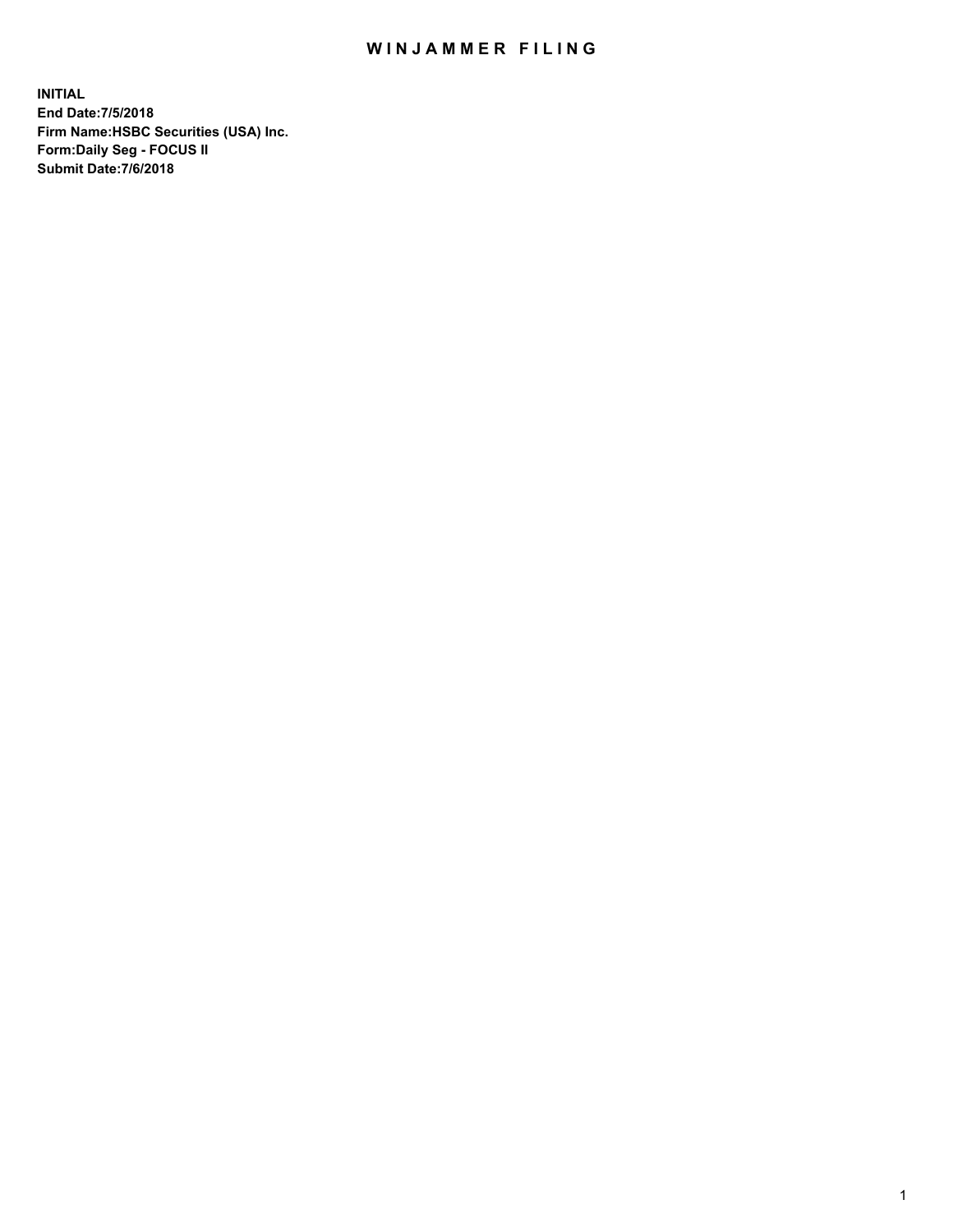# WINJAMMER FILING

**INITIAL**
**End Date:7/5/2018**
**Firm Name:HSBC Securities (USA) Inc.**
**Form:Daily Seg - FOCUS II**
**Submit Date:7/6/2018**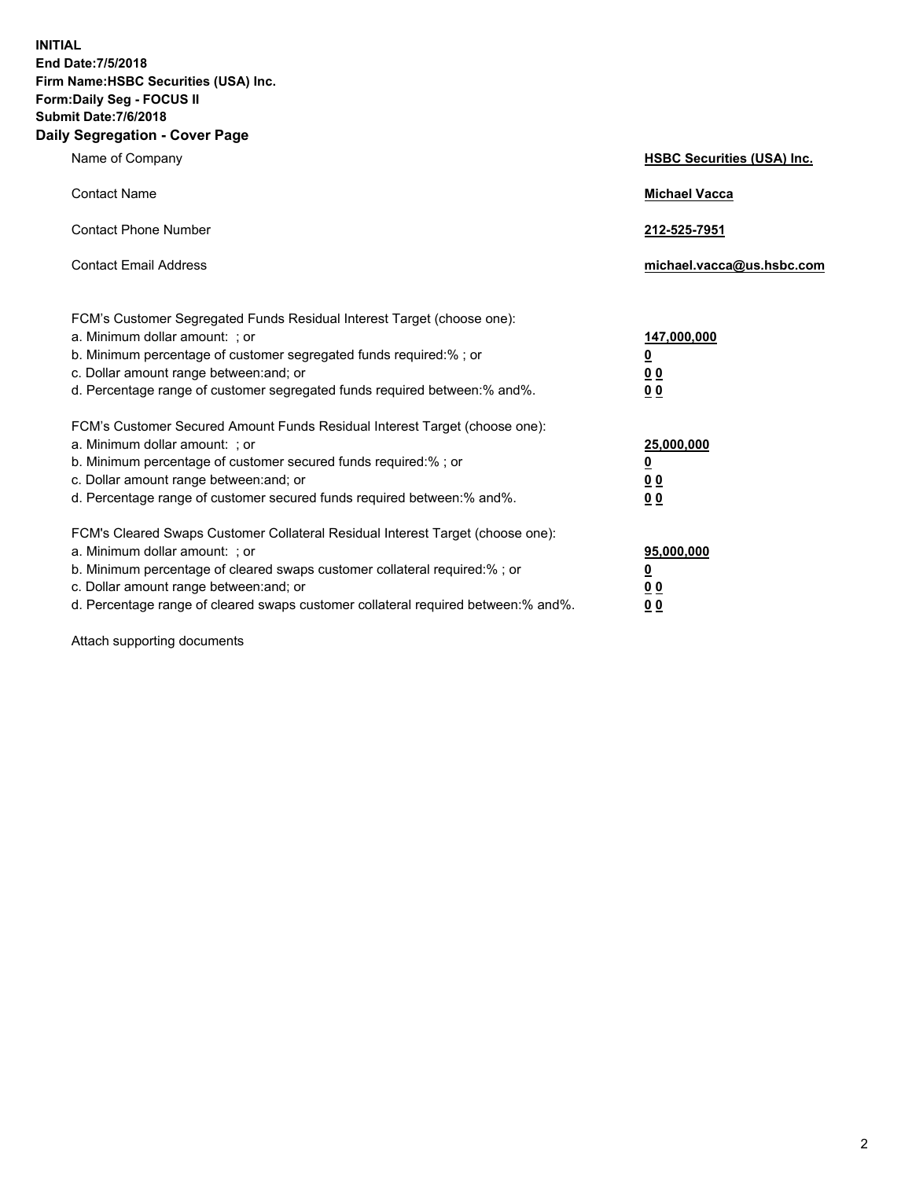**INITIAL**
**End Date:7/5/2018**
**Firm Name:HSBC Securities (USA) Inc.**
**Form:Daily Seg - FOCUS II**
**Submit Date:7/6/2018**

## Daily Segregation - Cover Page

| | |
|---|---|
| Name of Company | **HSBC Securities (USA) Inc.** |
| Contact Name | **Michael Vacca** |
| Contact Phone Number | **212-525-7951** |
| Contact Email Address | **michael.vacca@us.hsbc.com** |

| | |
|---|---|
| FCM's Customer Segregated Funds Residual Interest Target (choose one): | |
| a. Minimum dollar amount: ; or | **147,000,000** |
| b. Minimum percentage of customer segregated funds required:% ; or | **0** |
| c. Dollar amount range between:and; or | **0 0** |
| d. Percentage range of customer segregated funds required between:% and%. | **0 0** |

| | |
|---|---|
| FCM's Customer Secured Amount Funds Residual Interest Target (choose one): | |
| a. Minimum dollar amount: ; or | **25,000,000** |
| b. Minimum percentage of customer secured funds required:% ; or | **0** |
| c. Dollar amount range between:and; or | **0 0** |
| d. Percentage range of customer secured funds required between:% and%. | **0 0** |

| | |
|---|---|
| FCM's Cleared Swaps Customer Collateral Residual Interest Target (choose one): | |
| a. Minimum dollar amount: ; or | **95,000,000** |
| b. Minimum percentage of cleared swaps customer collateral required:% ; or | **0** |
| c. Dollar amount range between:and; or | **0 0** |
| d. Percentage range of cleared swaps customer collateral required between:% and%. | **0 0** |

Attach supporting documents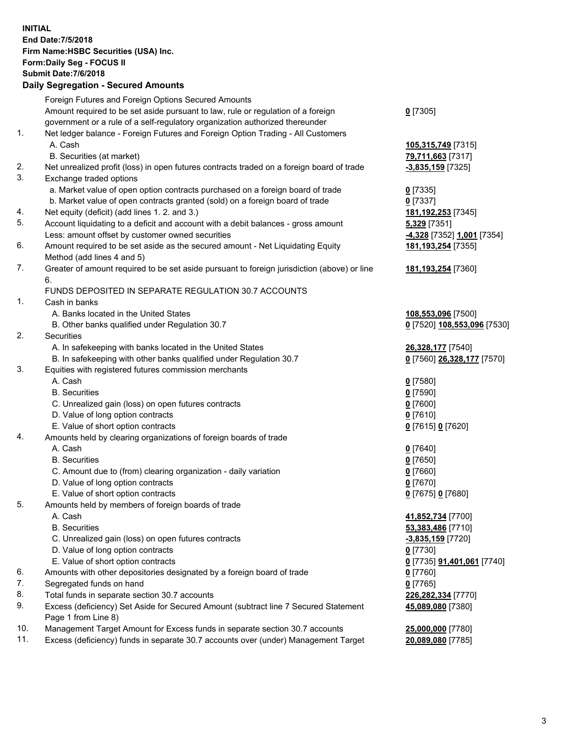**INITIAL**
**End Date:7/5/2018**
**Firm Name:HSBC Securities (USA) Inc.**
**Form:Daily Seg - FOCUS II**
**Submit Date:7/6/2018**

## Daily Segregation - Secured Amounts

| | | |
|---|---|---|
| | Foreign Futures and Foreign Options Secured Amounts | |
| | Amount required to be set aside pursuant to law, rule or regulation of a foreign government or a rule of a self-regulatory organization authorized thereunder | **0** [7305] |
| 1. | Net ledger balance - Foreign Futures and Foreign Option Trading - All Customers | |
| | A. Cash | **105,315,749** [7315] |
| | B. Securities (at market) | **79,711,663** [7317] |
| 2. | Net unrealized profit (loss) in open futures contracts traded on a foreign board of trade | **-3,835,159** [7325] |
| 3. | Exchange traded options | |
| | a. Market value of open option contracts purchased on a foreign board of trade | **0** [7335] |
| | b. Market value of open contracts granted (sold) on a foreign board of trade | **0** [7337] |
| 4. | Net equity (deficit) (add lines 1. 2. and 3.) | **181,192,253** [7345] |
| 5. | Account liquidating to a deficit and account with a debit balances - gross amount | **5,329** [7351] |
| | Less: amount offset by customer owned securities | **-4,328** [7352] **1,001** [7354] |
| 6. | Amount required to be set aside as the secured amount - Net Liquidating Equity Method (add lines 4 and 5) | **181,193,254** [7355] |
| 7. | Greater of amount required to be set aside pursuant to foreign jurisdiction (above) or line 6. | **181,193,254** [7360] |
| | FUNDS DEPOSITED IN SEPARATE REGULATION 30.7 ACCOUNTS | |
| 1. | Cash in banks | |
| | A. Banks located in the United States | **108,553,096** [7500] |
| | B. Other banks qualified under Regulation 30.7 | **0** [7520] **108,553,096** [7530] |
| 2. | Securities | |
| | A. In safekeeping with banks located in the United States | **26,328,177** [7540] |
| | B. In safekeeping with other banks qualified under Regulation 30.7 | **0** [7560] **26,328,177** [7570] |
| 3. | Equities with registered futures commission merchants | |
| | A. Cash | **0** [7580] |
| | B. Securities | **0** [7590] |
| | C. Unrealized gain (loss) on open futures contracts | **0** [7600] |
| | D. Value of long option contracts | **0** [7610] |
| | E. Value of short option contracts | **0** [7615] **0** [7620] |
| 4. | Amounts held by clearing organizations of foreign boards of trade | |
| | A. Cash | **0** [7640] |
| | B. Securities | **0** [7650] |
| | C. Amount due to (from) clearing organization - daily variation | **0** [7660] |
| | D. Value of long option contracts | **0** [7670] |
| | E. Value of short option contracts | **0** [7675] **0** [7680] |
| 5. | Amounts held by members of foreign boards of trade | |
| | A. Cash | **41,852,734** [7700] |
| | B. Securities | **53,383,486** [7710] |
| | C. Unrealized gain (loss) on open futures contracts | **-3,835,159** [7720] |
| | D. Value of long option contracts | **0** [7730] |
| | E. Value of short option contracts | **0** [7735] **91,401,061** [7740] |
| 6. | Amounts with other depositories designated by a foreign board of trade | **0** [7760] |
| 7. | Segregated funds on hand | **0** [7765] |
| 8. | Total funds in separate section 30.7 accounts | **226,282,334** [7770] |
| 9. | Excess (deficiency) Set Aside for Secured Amount (subtract line 7 Secured Statement Page 1 from Line 8) | **45,089,080** [7380] |
| 10. | Management Target Amount for Excess funds in separate section 30.7 accounts | **25,000,000** [7780] |
| 11. | Excess (deficiency) funds in separate 30.7 accounts over (under) Management Target | **20,089,080** [7785] |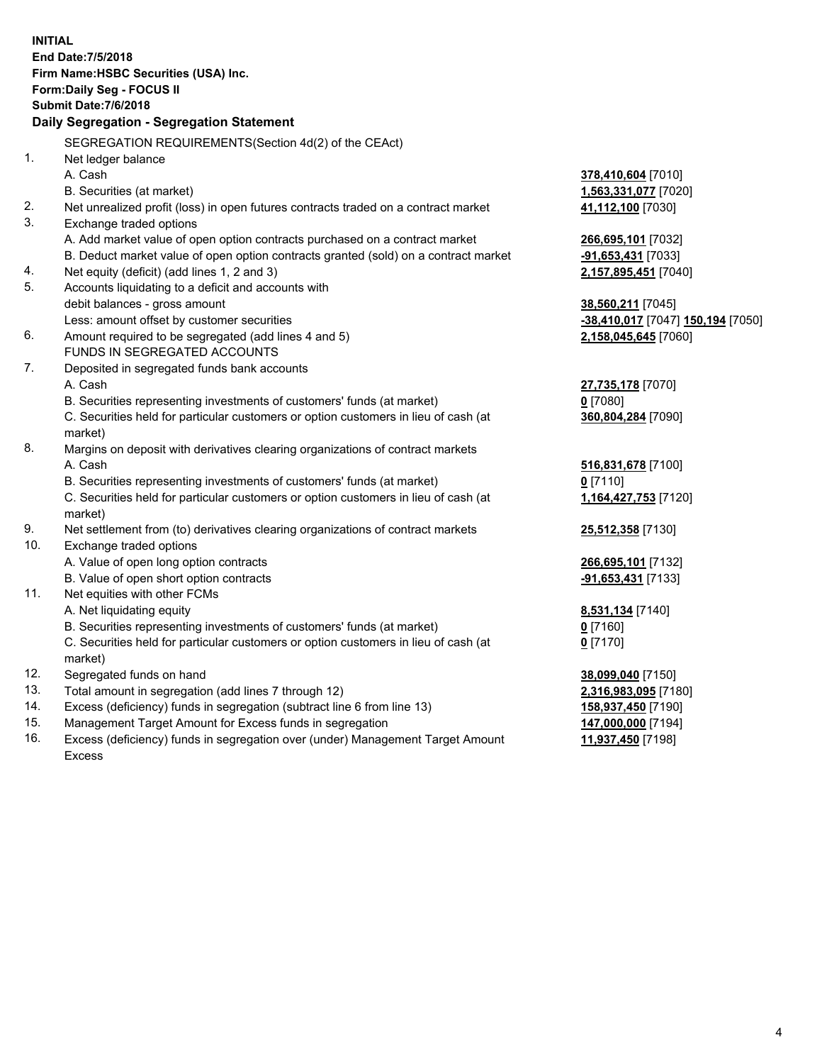**INITIAL**
**End Date:7/5/2018**
**Firm Name:HSBC Securities (USA) Inc.**
**Form:Daily Seg - FOCUS II**
**Submit Date:7/6/2018**

## Daily Segregation - Segregation Statement

SEGREGATION REQUIREMENTS(Section 4d(2) of the CEAct)

| | | |
|---|---|---|
| 1. | Net ledger balance | |
| | A. Cash | **378,410,604** [7010] |
| | B. Securities (at market) | **1,563,331,077** [7020] |
| 2. | Net unrealized profit (loss) in open futures contracts traded on a contract market | **41,112,100** [7030] |
| 3. | Exchange traded options | |
| | A. Add market value of open option contracts purchased on a contract market | **266,695,101** [7032] |
| | B. Deduct market value of open option contracts granted (sold) on a contract market | **-91,653,431** [7033] |
| 4. | Net equity (deficit) (add lines 1, 2 and 3) | **2,157,895,451** [7040] |
| 5. | Accounts liquidating to a deficit and accounts with debit balances - gross amount | **38,560,211** [7045] |
| | Less: amount offset by customer securities | **-38,410,017** [7047] **150,194** [7050] |
| 6. | Amount required to be segregated (add lines 4 and 5) | **2,158,045,645** [7060] |
| | FUNDS IN SEGREGATED ACCOUNTS | |
| 7. | Deposited in segregated funds bank accounts | |
| | A. Cash | **27,735,178** [7070] |
| | B. Securities representing investments of customers' funds (at market) | **0** [7080] |
| | C. Securities held for particular customers or option customers in lieu of cash (at market) | **360,804,284** [7090] |
| 8. | Margins on deposit with derivatives clearing organizations of contract markets | |
| | A. Cash | **516,831,678** [7100] |
| | B. Securities representing investments of customers' funds (at market) | **0** [7110] |
| | C. Securities held for particular customers or option customers in lieu of cash (at market) | **1,164,427,753** [7120] |
| 9. | Net settlement from (to) derivatives clearing organizations of contract markets | **25,512,358** [7130] |
| 10. | Exchange traded options | |
| | A. Value of open long option contracts | **266,695,101** [7132] |
| | B. Value of open short option contracts | **-91,653,431** [7133] |
| 11. | Net equities with other FCMs | |
| | A. Net liquidating equity | **8,531,134** [7140] |
| | B. Securities representing investments of customers' funds (at market) | **0** [7160] |
| | C. Securities held for particular customers or option customers in lieu of cash (at market) | **0** [7170] |
| 12. | Segregated funds on hand | **38,099,040** [7150] |
| 13. | Total amount in segregation (add lines 7 through 12) | **2,316,983,095** [7180] |
| 14. | Excess (deficiency) funds in segregation (subtract line 6 from line 13) | **158,937,450** [7190] |
| 15. | Management Target Amount for Excess funds in segregation | **147,000,000** [7194] |
| 16. | Excess (deficiency) funds in segregation over (under) Management Target Amount Excess | **11,937,450** [7198] |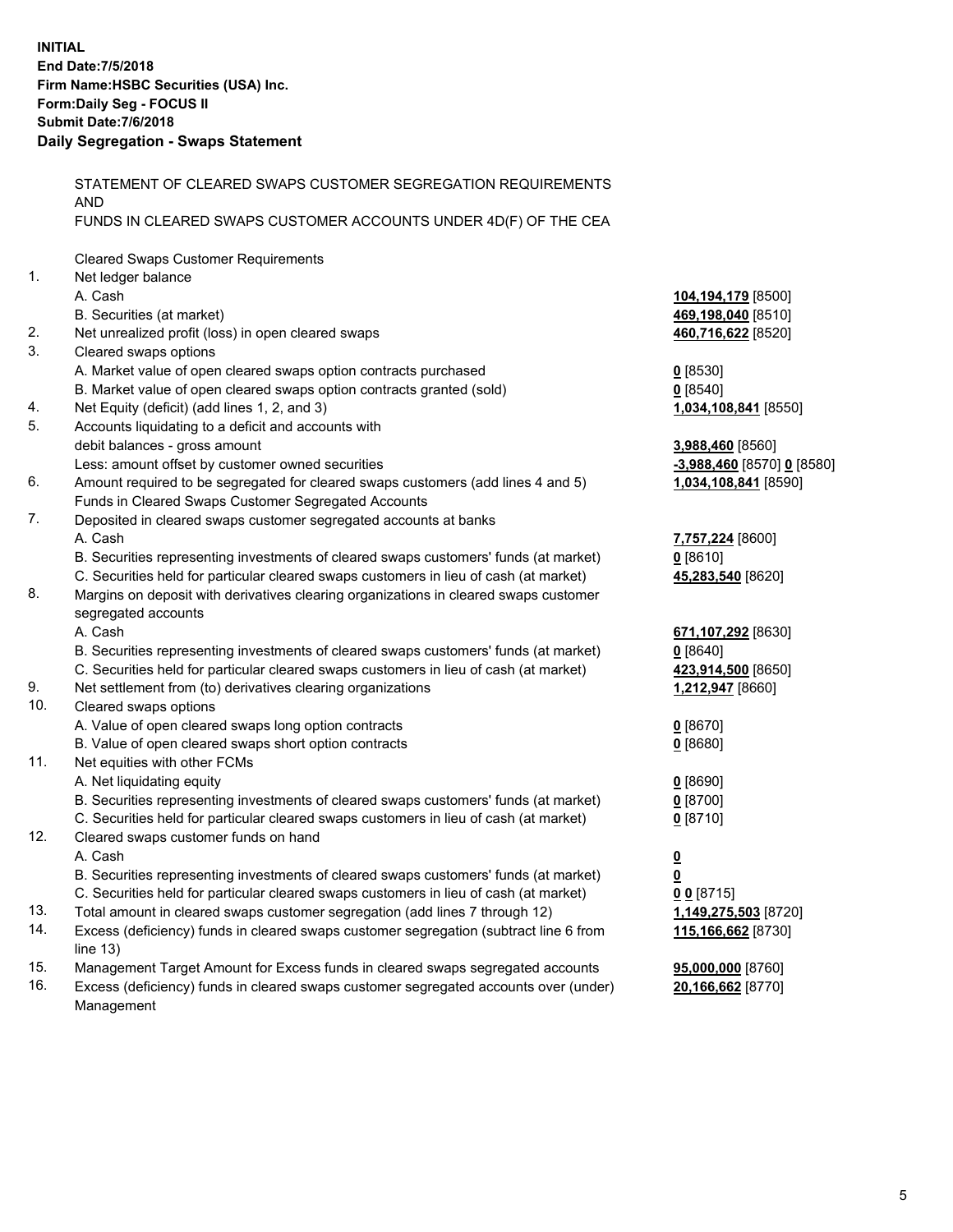**INITIAL**
**End Date:7/5/2018**
**Firm Name:HSBC Securities (USA) Inc.**
**Form:Daily Seg - FOCUS II**
**Submit Date:7/6/2018**
**Daily Segregation - Swaps Statement**

STATEMENT OF CLEARED SWAPS CUSTOMER SEGREGATION REQUIREMENTS AND FUNDS IN CLEARED SWAPS CUSTOMER ACCOUNTS UNDER 4D(F) OF THE CEA

| | | |
|---|---|---|
| | Cleared Swaps Customer Requirements | |
| 1. | Net ledger balance | |
| | A. Cash | **104,194,179** [8500] |
| | B. Securities (at market) | **469,198,040** [8510] |
| 2. | Net unrealized profit (loss) in open cleared swaps | **460,716,622** [8520] |
| 3. | Cleared swaps options | |
| | A. Market value of open cleared swaps option contracts purchased | **0** [8530] |
| | B. Market value of open cleared swaps option contracts granted (sold) | **0** [8540] |
| 4. | Net Equity (deficit) (add lines 1, 2, and 3) | **1,034,108,841** [8550] |
| 5. | Accounts liquidating to a deficit and accounts with debit balances - gross amount | **3,988,460** [8560] |
| | Less: amount offset by customer owned securities | **-3,988,460** [8570] **0** [8580] |
| 6. | Amount required to be segregated for cleared swaps customers (add lines 4 and 5) | **1,034,108,841** [8590] |
| | Funds in Cleared Swaps Customer Segregated Accounts | |
| 7. | Deposited in cleared swaps customer segregated accounts at banks | |
| | A. Cash | **7,757,224** [8600] |
| | B. Securities representing investments of cleared swaps customers' funds (at market) | **0** [8610] |
| | C. Securities held for particular cleared swaps customers in lieu of cash (at market) | **45,283,540** [8620] |
| 8. | Margins on deposit with derivatives clearing organizations in cleared swaps customer segregated accounts | |
| | A. Cash | **671,107,292** [8630] |
| | B. Securities representing investments of cleared swaps customers' funds (at market) | **0** [8640] |
| | C. Securities held for particular cleared swaps customers in lieu of cash (at market) | **423,914,500** [8650] |
| 9. | Net settlement from (to) derivatives clearing organizations | **1,212,947** [8660] |
| 10. | Cleared swaps options | |
| | A. Value of open cleared swaps long option contracts | **0** [8670] |
| | B. Value of open cleared swaps short option contracts | **0** [8680] |
| 11. | Net equities with other FCMs | |
| | A. Net liquidating equity | **0** [8690] |
| | B. Securities representing investments of cleared swaps customers' funds (at market) | **0** [8700] |
| | C. Securities held for particular cleared swaps customers in lieu of cash (at market) | **0** [8710] |
| 12. | Cleared swaps customer funds on hand | |
| | A. Cash | **0** |
| | B. Securities representing investments of cleared swaps customers' funds (at market) | **0** |
| | C. Securities held for particular cleared swaps customers in lieu of cash (at market) | **0** **0** [8715] |
| 13. | Total amount in cleared swaps customer segregation (add lines 7 through 12) | **1,149,275,503** [8720] |
| 14. | Excess (deficiency) funds in cleared swaps customer segregation (subtract line 6 from line 13) | **115,166,662** [8730] |
| 15. | Management Target Amount for Excess funds in cleared swaps segregated accounts | **95,000,000** [8760] |
| 16. | Excess (deficiency) funds in cleared swaps customer segregated accounts over (under) Management | **20,166,662** [8770] |